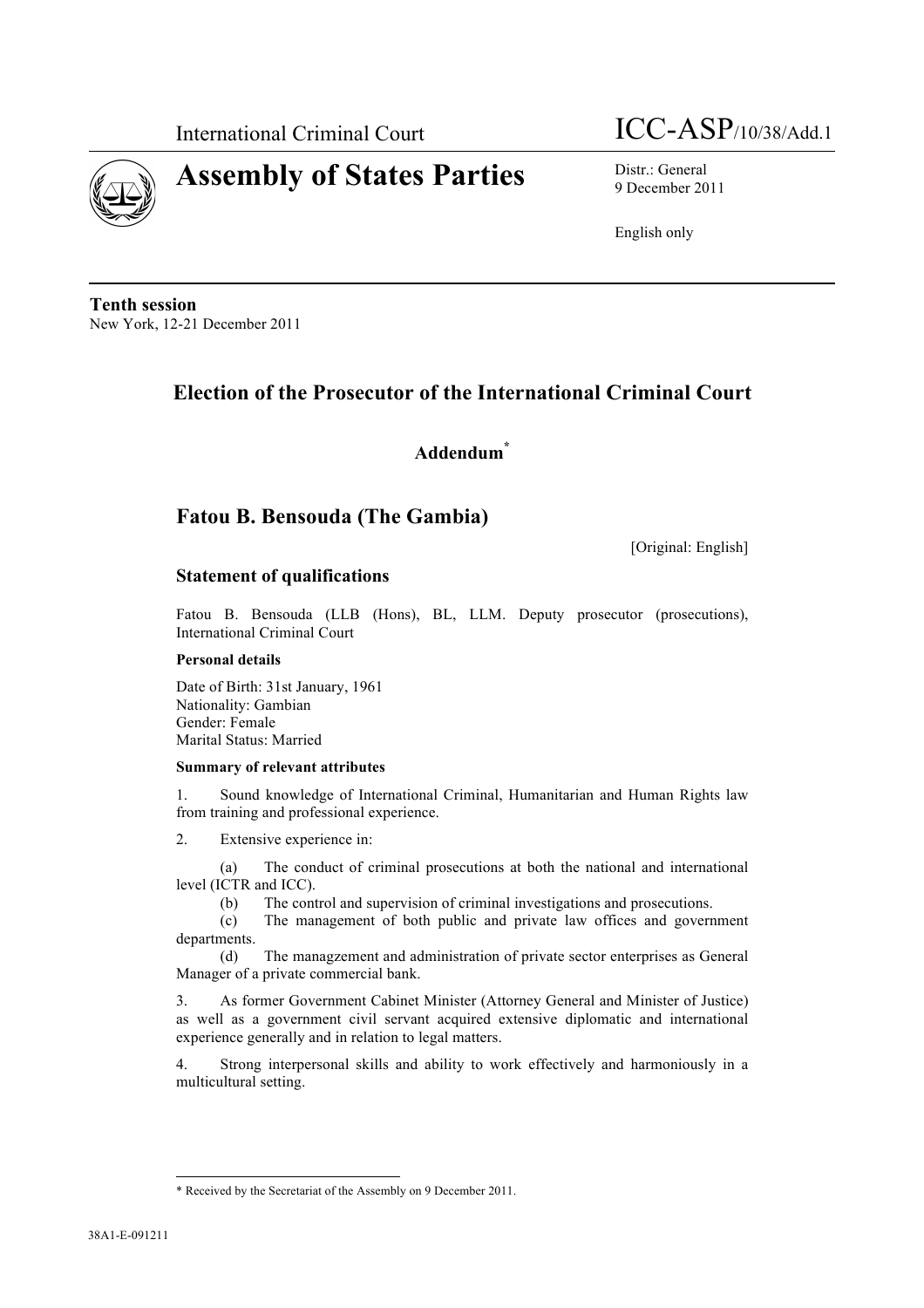International Criminal Court

ICC-ASP/10/38/Add.1

# Assembly of States Parties

Distr.: General
9 December 2011

English only

**Tenth session**
New York, 12-21 December 2011

## Election of the Prosecutor of the International Criminal Court

### Addendum*

## Fatou B. Bensouda (The Gambia)

[Original: English]

### Statement of qualifications

Fatou B. Bensouda (LLB (Hons), BL, LLM. Deputy prosecutor (prosecutions), International Criminal Court

**Personal details**

Date of Birth: 31st January, 1961
Nationality: Gambian
Gender: Female
Marital Status: Married

**Summary of relevant attributes**

1. Sound knowledge of International Criminal, Humanitarian and Human Rights law from training and professional experience.

2. Extensive experience in:

   (a) The conduct of criminal prosecutions at both the national and international level (ICTR and ICC).

   (b) The control and supervision of criminal investigations and prosecutions.

   (c) The management of both public and private law offices and government departments.

   (d) The managzement and administration of private sector enterprises as General Manager of a private commercial bank.

3. As former Government Cabinet Minister (Attorney General and Minister of Justice) as well as a government civil servant acquired extensive diplomatic and international experience generally and in relation to legal matters.

4. Strong interpersonal skills and ability to work effectively and harmoniously in a multicultural setting.

---

* Received by the Secretariat of the Assembly on 9 December 2011.

38A1-E-091211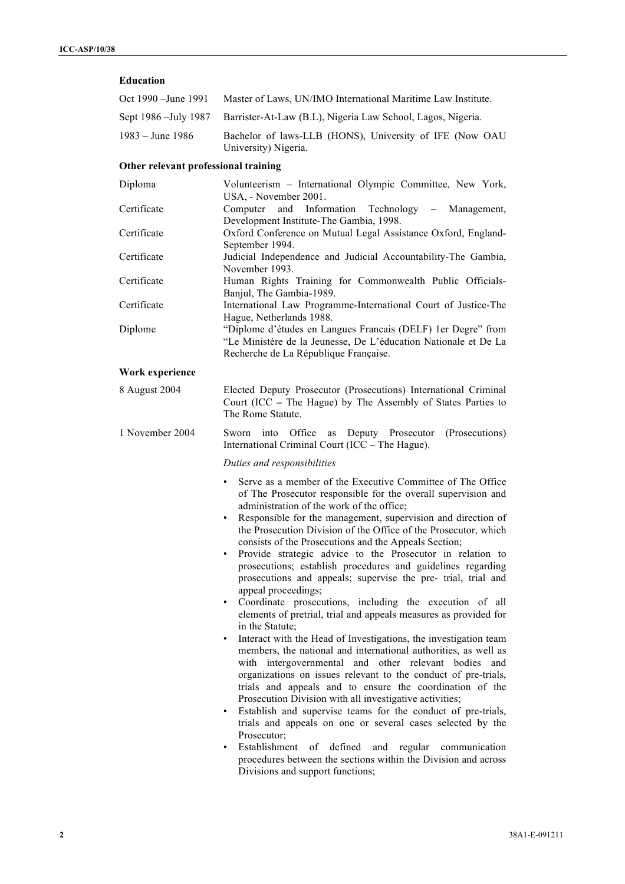### Education

| | |
|---|---|
| Oct 1990 –June 1991 | Master of Laws, UN/IMO International Maritime Law Institute. |
| Sept 1986 –July 1987 | Barrister-At-Law (B.L), Nigeria Law School, Lagos, Nigeria. |
| 1983 – June 1986 | Bachelor of laws-LLB (HONS), University of IFE (Now OAU University) Nigeria. |

### Other relevant professional training

| | |
|---|---|
| Diploma | Volunteerism – International Olympic Committee, New York, USA, - November 2001. |
| Certificate | Computer and Information Technology – Management, Development Institute-The Gambia, 1998. |
| Certificate | Oxford Conference on Mutual Legal Assistance Oxford, England-September 1994. |
| Certificate | Judicial Independence and Judicial Accountability-The Gambia, November 1993. |
| Certificate | Human Rights Training for Commonwealth Public Officials-Banjul, The Gambia-1989. |
| Certificate | International Law Programme-International Court of Justice-The Hague, Netherlands 1988. |
| Diplome | "Diplome d'études en Langues Francais (DELF) 1er Degré" from "Le Ministère de la Jeunesse, De L'éducation Nationale et De La Recherche de La République Française. |

### Work experience

8 August 2004 — Elected Deputy Prosecutor (Prosecutions) International Criminal Court (ICC – The Hague) by The Assembly of States Parties to The Rome Statute.

1 November 2004 — Sworn into Office as Deputy Prosecutor (Prosecutions) International Criminal Court (ICC – The Hague).

*Duties and responsibilities*

- Serve as a member of the Executive Committee of The Office of The Prosecutor responsible for the overall supervision and administration of the work of the office;
- Responsible for the management, supervision and direction of the Prosecution Division of the Office of the Prosecutor, which consists of the Prosecutions and the Appeals Section;
- Provide strategic advice to the Prosecutor in relation to prosecutions; establish procedures and guidelines regarding prosecutions and appeals; supervise the pre- trial, trial and appeal proceedings;
- Coordinate prosecutions, including the execution of all elements of pretrial, trial and appeals measures as provided for in the Statute;
- Interact with the Head of Investigations, the investigation team members, the national and international authorities, as well as with intergovernmental and other relevant bodies and organizations on issues relevant to the conduct of pre-trials, trials and appeals and to ensure the coordination of the Prosecution Division with all investigative activities;
- Establish and supervise teams for the conduct of pre-trials, trials and appeals on one or several cases selected by the Prosecutor;
- Establishment of defined and regular communication procedures between the sections within the Division and across Divisions and support functions;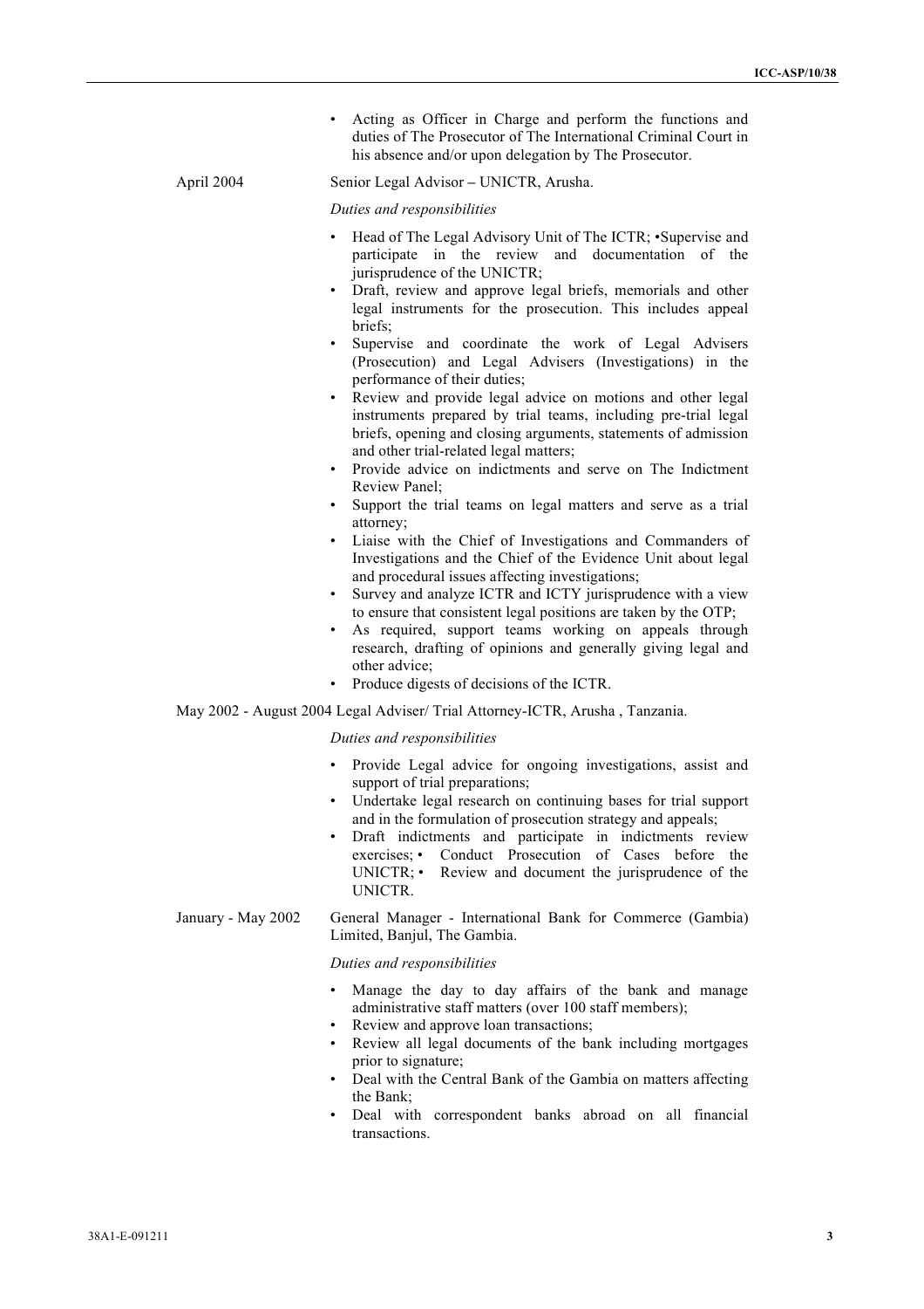- Acting as Officer in Charge and perform the functions and duties of The Prosecutor of The International Criminal Court in his absence and/or upon delegation by The Prosecutor.

April 2004 Senior Legal Advisor – UNICTR, Arusha.

*Duties and responsibilities*

- Head of The Legal Advisory Unit of The ICTR; •Supervise and participate in the review and documentation of the jurisprudence of the UNICTR;
- Draft, review and approve legal briefs, memorials and other legal instruments for the prosecution. This includes appeal briefs;
- Supervise and coordinate the work of Legal Advisers (Prosecution) and Legal Advisers (Investigations) in the performance of their duties;
- Review and provide legal advice on motions and other legal instruments prepared by trial teams, including pre-trial legal briefs, opening and closing arguments, statements of admission and other trial-related legal matters;
- Provide advice on indictments and serve on The Indictment Review Panel;
- Support the trial teams on legal matters and serve as a trial attorney;
- Liaise with the Chief of Investigations and Commanders of Investigations and the Chief of the Evidence Unit about legal and procedural issues affecting investigations;
- Survey and analyze ICTR and ICTY jurisprudence with a view to ensure that consistent legal positions are taken by the OTP;
- As required, support teams working on appeals through research, drafting of opinions and generally giving legal and other advice;
- Produce digests of decisions of the ICTR.

May 2002 - August 2004 Legal Adviser/ Trial Attorney-ICTR, Arusha , Tanzania.

*Duties and responsibilities*

- Provide Legal advice for ongoing investigations, assist and support of trial preparations;
- Undertake legal research on continuing bases for trial support and in the formulation of prosecution strategy and appeals;
- Draft indictments and participate in indictments review exercises; • Conduct Prosecution of Cases before the UNICTR; • Review and document the jurisprudence of the UNICTR.

January - May 2002 General Manager - International Bank for Commerce (Gambia) Limited, Banjul, The Gambia.

*Duties and responsibilities*

- Manage the day to day affairs of the bank and manage administrative staff matters (over 100 staff members);
- Review and approve loan transactions;
- Review all legal documents of the bank including mortgages prior to signature;
- Deal with the Central Bank of the Gambia on matters affecting the Bank;
- Deal with correspondent banks abroad on all financial transactions.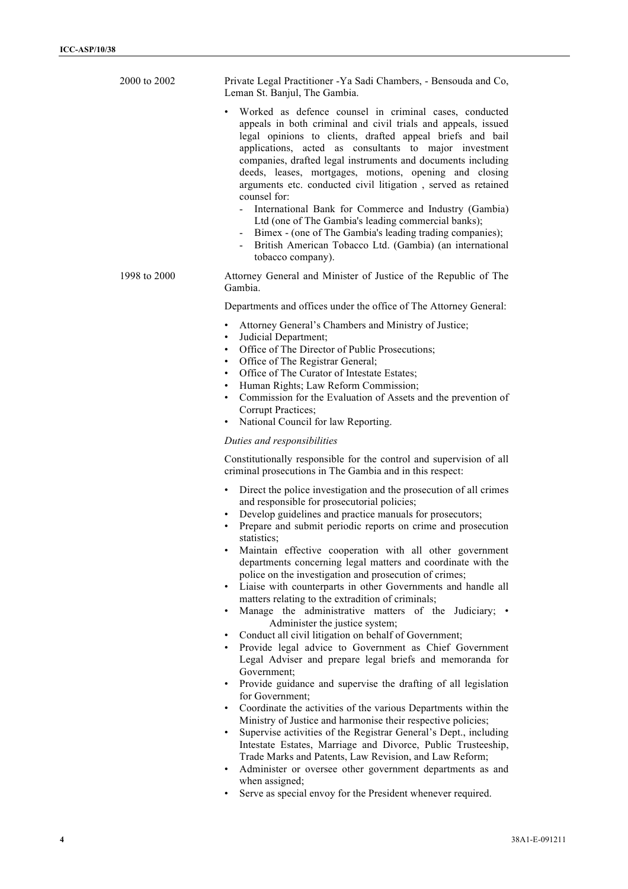2000 to 2002

Private Legal Practitioner -Ya Sadi Chambers, - Bensouda and Co, Leman St. Banjul, The Gambia.

- Worked as defence counsel in criminal cases, conducted appeals in both criminal and civil trials and appeals, issued legal opinions to clients, drafted appeal briefs and bail applications, acted as consultants to major investment companies, drafted legal instruments and documents including deeds, leases, mortgages, motions, opening and closing arguments etc. conducted civil litigation , served as retained counsel for:
  - International Bank for Commerce and Industry (Gambia) Ltd (one of The Gambia's leading commercial banks);
  - Bimex - (one of The Gambia's leading trading companies);
  - British American Tobacco Ltd. (Gambia) (an international tobacco company).

1998 to 2000

Attorney General and Minister of Justice of the Republic of The Gambia.

Departments and offices under the office of The Attorney General:

- Attorney General's Chambers and Ministry of Justice;
- Judicial Department;
- Office of The Director of Public Prosecutions;
- Office of The Registrar General;
- Office of The Curator of Intestate Estates;
- Human Rights; Law Reform Commission;
- Commission for the Evaluation of Assets and the prevention of Corrupt Practices;
- National Council for law Reporting.

*Duties and responsibilities*

Constitutionally responsible for the control and supervision of all criminal prosecutions in The Gambia and in this respect:

- Direct the police investigation and the prosecution of all crimes and responsible for prosecutorial policies;
- Develop guidelines and practice manuals for prosecutors;
- Prepare and submit periodic reports on crime and prosecution statistics;
- Maintain effective cooperation with all other government departments concerning legal matters and coordinate with the police on the investigation and prosecution of crimes;
- Liaise with counterparts in other Governments and handle all matters relating to the extradition of criminals;
- Manage the administrative matters of the Judiciary; • Administer the justice system;
- Conduct all civil litigation on behalf of Government;
- Provide legal advice to Government as Chief Government Legal Adviser and prepare legal briefs and memoranda for Government;
- Provide guidance and supervise the drafting of all legislation for Government;
- Coordinate the activities of the various Departments within the Ministry of Justice and harmonise their respective policies;
- Supervise activities of the Registrar General's Dept., including Intestate Estates, Marriage and Divorce, Public Trusteeship, Trade Marks and Patents, Law Revision, and Law Reform;
- Administer or oversee other government departments as and when assigned;
- Serve as special envoy for the President whenever required.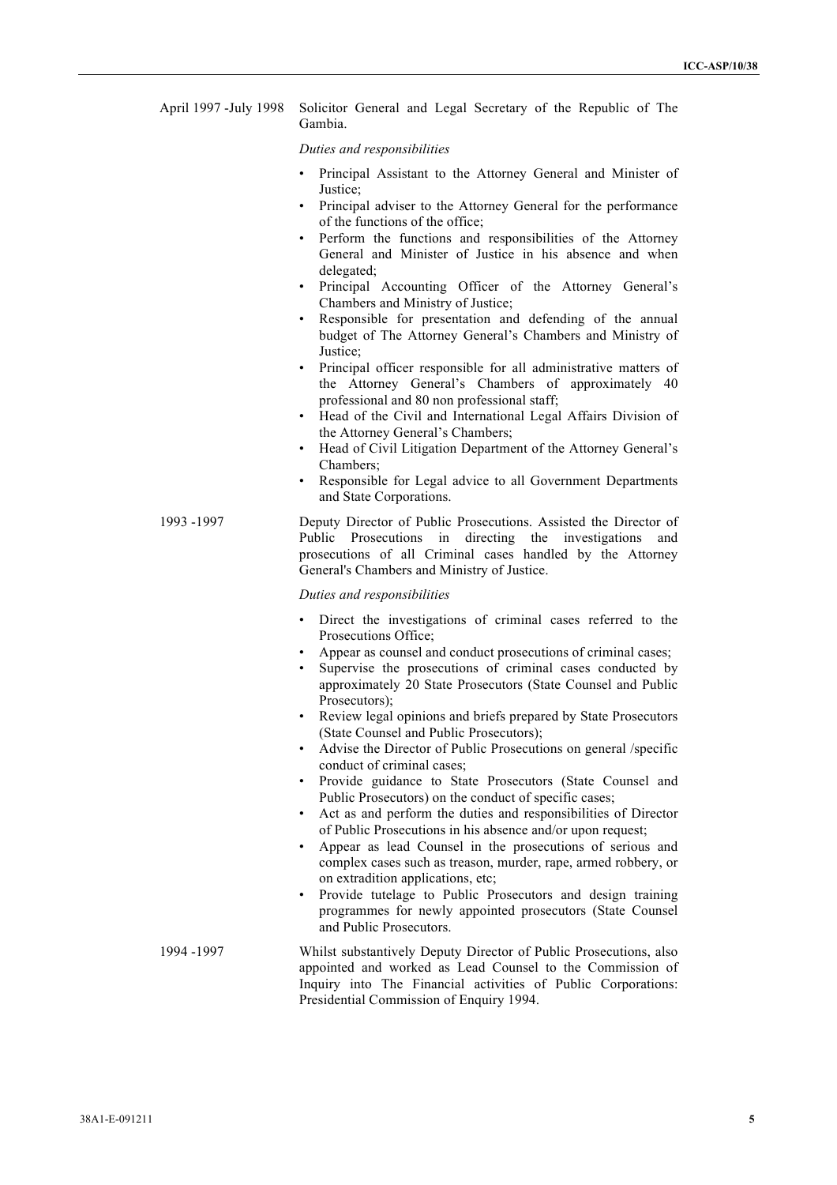April 1997 -July 1998 Solicitor General and Legal Secretary of the Republic of The Gambia.

*Duties and responsibilities*

- Principal Assistant to the Attorney General and Minister of Justice;
- Principal adviser to the Attorney General for the performance of the functions of the office;
- Perform the functions and responsibilities of the Attorney General and Minister of Justice in his absence and when delegated;
- Principal Accounting Officer of the Attorney General's Chambers and Ministry of Justice;
- Responsible for presentation and defending of the annual budget of The Attorney General's Chambers and Ministry of Justice;
- Principal officer responsible for all administrative matters of the Attorney General's Chambers of approximately 40 professional and 80 non professional staff;
- Head of the Civil and International Legal Affairs Division of the Attorney General's Chambers;
- Head of Civil Litigation Department of the Attorney General's Chambers;
- Responsible for Legal advice to all Government Departments and State Corporations.

1993 -1997 Deputy Director of Public Prosecutions. Assisted the Director of Public Prosecutions in directing the investigations and prosecutions of all Criminal cases handled by the Attorney General's Chambers and Ministry of Justice.

*Duties and responsibilities*

- Direct the investigations of criminal cases referred to the Prosecutions Office;
- Appear as counsel and conduct prosecutions of criminal cases;
- Supervise the prosecutions of criminal cases conducted by approximately 20 State Prosecutors (State Counsel and Public Prosecutors);
- Review legal opinions and briefs prepared by State Prosecutors (State Counsel and Public Prosecutors);
- Advise the Director of Public Prosecutions on general /specific conduct of criminal cases;
- Provide guidance to State Prosecutors (State Counsel and Public Prosecutors) on the conduct of specific cases;
- Act as and perform the duties and responsibilities of Director of Public Prosecutions in his absence and/or upon request;
- Appear as lead Counsel in the prosecutions of serious and complex cases such as treason, murder, rape, armed robbery, or on extradition applications, etc;
- Provide tutelage to Public Prosecutors and design training programmes for newly appointed prosecutors (State Counsel and Public Prosecutors.

1994 -1997 Whilst substantively Deputy Director of Public Prosecutions, also appointed and worked as Lead Counsel to the Commission of Inquiry into The Financial activities of Public Corporations: Presidential Commission of Enquiry 1994.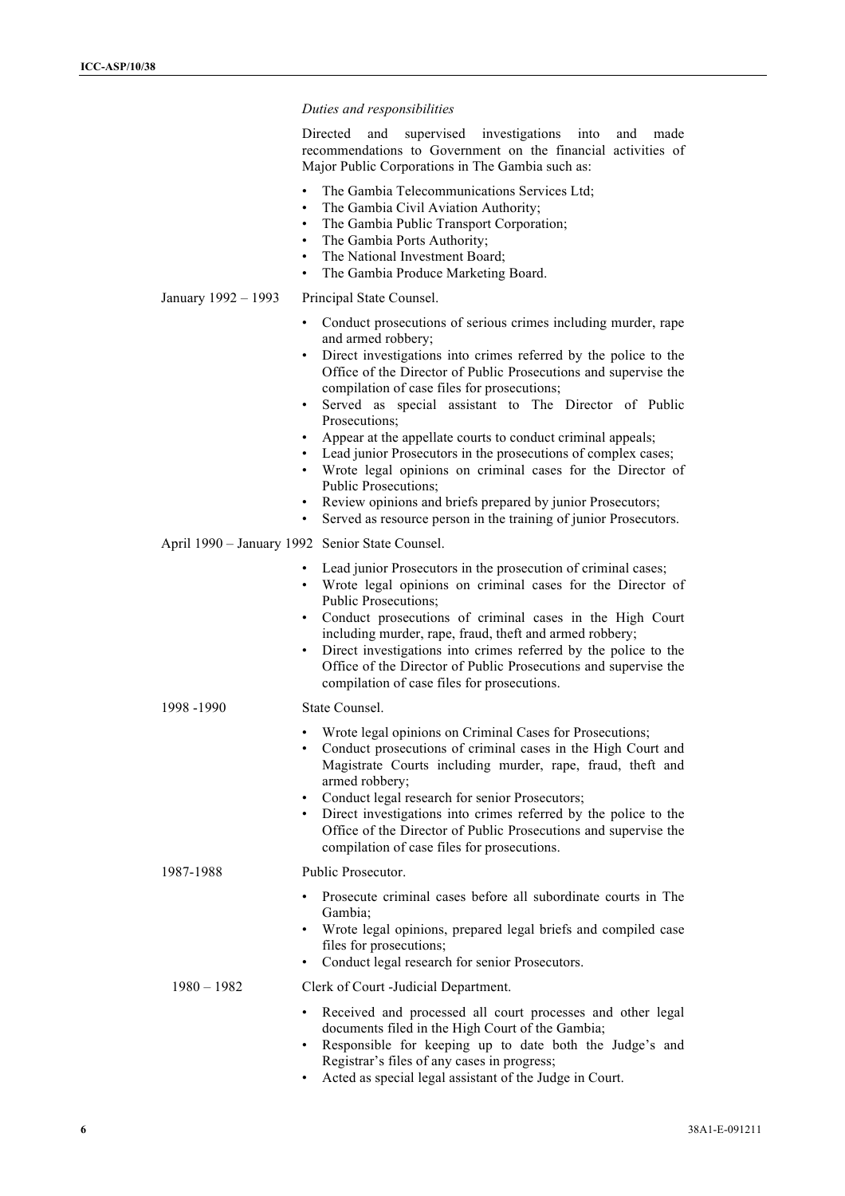*Duties and responsibilities*

Directed and supervised investigations into and made recommendations to Government on the financial activities of Major Public Corporations in The Gambia such as:

- The Gambia Telecommunications Services Ltd;
- The Gambia Civil Aviation Authority;
- The Gambia Public Transport Corporation;
- The Gambia Ports Authority;
- The National Investment Board;
- The Gambia Produce Marketing Board.

January 1992 – 1993 Principal State Counsel.

- Conduct prosecutions of serious crimes including murder, rape and armed robbery;
- Direct investigations into crimes referred by the police to the Office of the Director of Public Prosecutions and supervise the compilation of case files for prosecutions;
- Served as special assistant to The Director of Public Prosecutions;
- Appear at the appellate courts to conduct criminal appeals;
- Lead junior Prosecutors in the prosecutions of complex cases;
- Wrote legal opinions on criminal cases for the Director of Public Prosecutions;
- Review opinions and briefs prepared by junior Prosecutors;
- Served as resource person in the training of junior Prosecutors.

April 1990 – January 1992 Senior State Counsel.

- Lead junior Prosecutors in the prosecution of criminal cases;
- Wrote legal opinions on criminal cases for the Director of Public Prosecutions;
- Conduct prosecutions of criminal cases in the High Court including murder, rape, fraud, theft and armed robbery;
- Direct investigations into crimes referred by the police to the Office of the Director of Public Prosecutions and supervise the compilation of case files for prosecutions.

1998 -1990 State Counsel.

- Wrote legal opinions on Criminal Cases for Prosecutions;
- Conduct prosecutions of criminal cases in the High Court and Magistrate Courts including murder, rape, fraud, theft and armed robbery;
- Conduct legal research for senior Prosecutors;
- Direct investigations into crimes referred by the police to the Office of the Director of Public Prosecutions and supervise the compilation of case files for prosecutions.

1987-1988 Public Prosecutor.

- Prosecute criminal cases before all subordinate courts in The Gambia;
- Wrote legal opinions, prepared legal briefs and compiled case files for prosecutions;
- Conduct legal research for senior Prosecutors.

1980 – 1982 Clerk of Court -Judicial Department.

- Received and processed all court processes and other legal documents filed in the High Court of the Gambia;
- Responsible for keeping up to date both the Judge's and Registrar's files of any cases in progress;
- Acted as special legal assistant of the Judge in Court.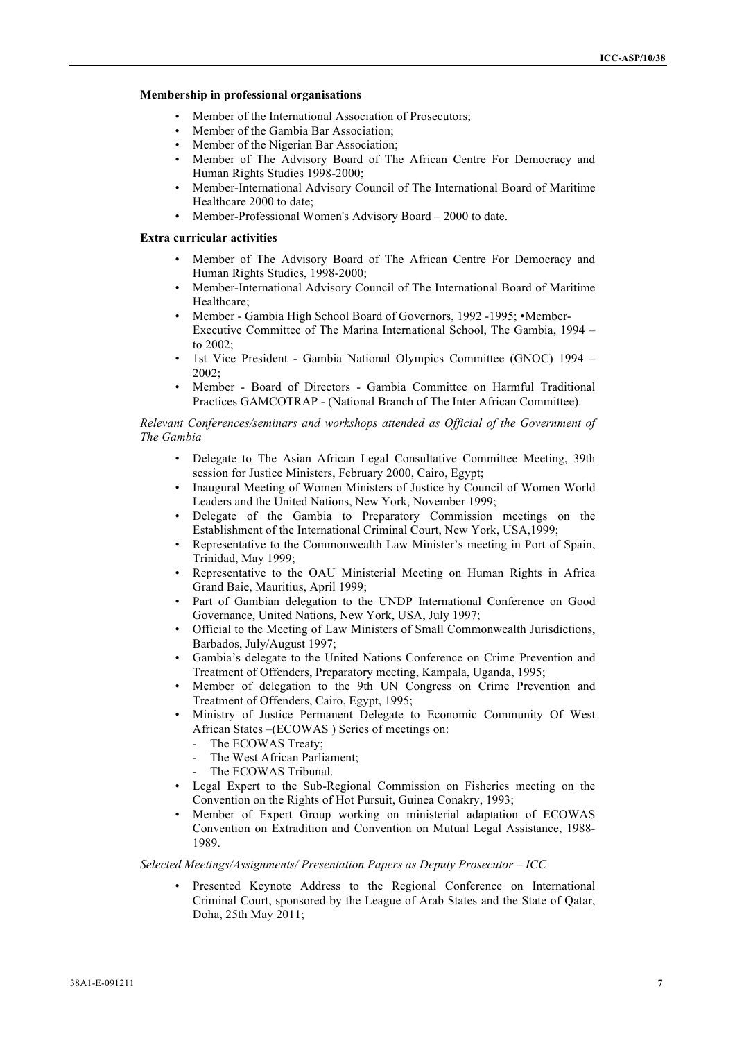**Membership in professional organisations**

- Member of the International Association of Prosecutors;
- Member of the Gambia Bar Association;
- Member of the Nigerian Bar Association;
- Member of The Advisory Board of The African Centre For Democracy and Human Rights Studies 1998-2000;
- Member-International Advisory Council of The International Board of Maritime Healthcare 2000 to date;
- Member-Professional Women's Advisory Board – 2000 to date.

**Extra curricular activities**

- Member of The Advisory Board of The African Centre For Democracy and Human Rights Studies, 1998-2000;
- Member-International Advisory Council of The International Board of Maritime Healthcare;
- Member - Gambia High School Board of Governors, 1992 -1995; •Member-Executive Committee of The Marina International School, The Gambia, 1994 – to 2002;
- 1st Vice President - Gambia National Olympics Committee (GNOC) 1994 – 2002;
- Member - Board of Directors - Gambia Committee on Harmful Traditional Practices GAMCOTRAP - (National Branch of The Inter African Committee).

*Relevant Conferences/seminars and workshops attended as Official of the Government of The Gambia*

- Delegate to The Asian African Legal Consultative Committee Meeting, 39th session for Justice Ministers, February 2000, Cairo, Egypt;
- Inaugural Meeting of Women Ministers of Justice by Council of Women World Leaders and the United Nations, New York, November 1999;
- Delegate of the Gambia to Preparatory Commission meetings on the Establishment of the International Criminal Court, New York, USA,1999;
- Representative to the Commonwealth Law Minister's meeting in Port of Spain, Trinidad, May 1999;
- Representative to the OAU Ministerial Meeting on Human Rights in Africa Grand Baie, Mauritius, April 1999;
- Part of Gambian delegation to the UNDP International Conference on Good Governance, United Nations, New York, USA, July 1997;
- Official to the Meeting of Law Ministers of Small Commonwealth Jurisdictions, Barbados, July/August 1997;
- Gambia's delegate to the United Nations Conference on Crime Prevention and Treatment of Offenders, Preparatory meeting, Kampala, Uganda, 1995;
- Member of delegation to the 9th UN Congress on Crime Prevention and Treatment of Offenders, Cairo, Egypt, 1995;
- Ministry of Justice Permanent Delegate to Economic Community Of West African States –(ECOWAS ) Series of meetings on:
  - The ECOWAS Treaty;
  - The West African Parliament;
  - The ECOWAS Tribunal.
- Legal Expert to the Sub-Regional Commission on Fisheries meeting on the Convention on the Rights of Hot Pursuit, Guinea Conakry, 1993;
- Member of Expert Group working on ministerial adaptation of ECOWAS Convention on Extradition and Convention on Mutual Legal Assistance, 1988-1989.

*Selected Meetings/Assignments/ Presentation Papers as Deputy Prosecutor – ICC*

- Presented Keynote Address to the Regional Conference on International Criminal Court, sponsored by the League of Arab States and the State of Qatar, Doha, 25th May 2011;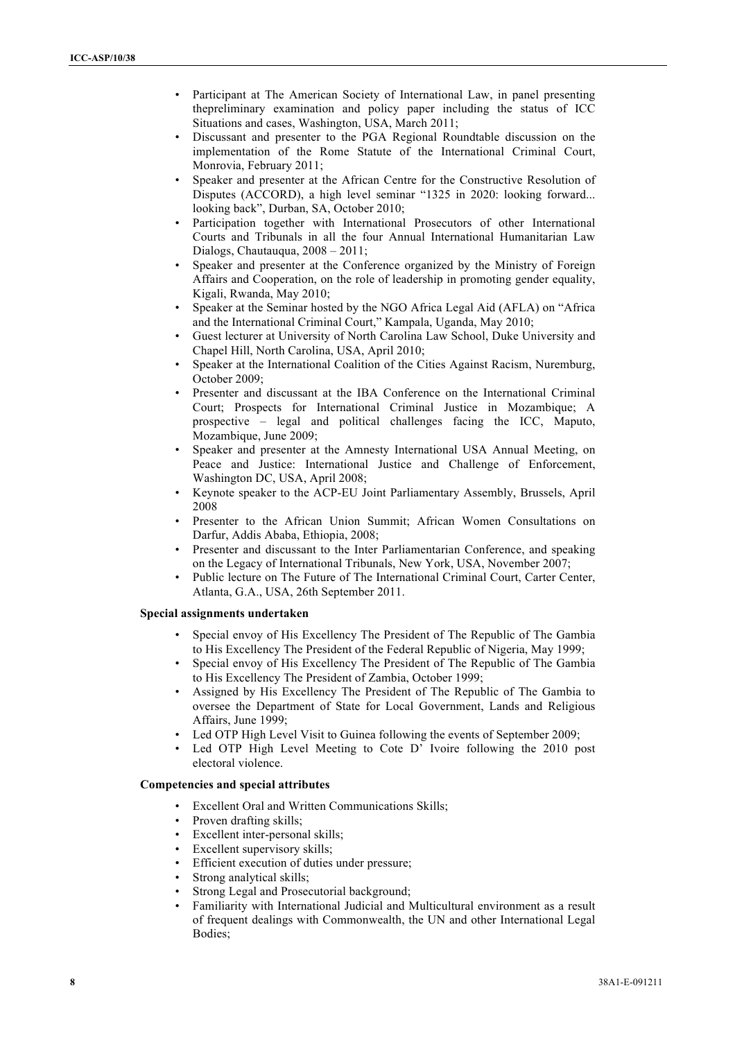- Participant at The American Society of International Law, in panel presenting thepreliminary examination and policy paper including the status of ICC Situations and cases, Washington, USA, March 2011;
- Discussant and presenter to the PGA Regional Roundtable discussion on the implementation of the Rome Statute of the International Criminal Court, Monrovia, February 2011;
- Speaker and presenter at the African Centre for the Constructive Resolution of Disputes (ACCORD), a high level seminar "1325 in 2020: looking forward... looking back", Durban, SA, October 2010;
- Participation together with International Prosecutors of other International Courts and Tribunals in all the four Annual International Humanitarian Law Dialogs, Chautauqua, 2008 – 2011;
- Speaker and presenter at the Conference organized by the Ministry of Foreign Affairs and Cooperation, on the role of leadership in promoting gender equality, Kigali, Rwanda, May 2010;
- Speaker at the Seminar hosted by the NGO Africa Legal Aid (AFLA) on "Africa and the International Criminal Court," Kampala, Uganda, May 2010;
- Guest lecturer at University of North Carolina Law School, Duke University and Chapel Hill, North Carolina, USA, April 2010;
- Speaker at the International Coalition of the Cities Against Racism, Nuremburg, October 2009;
- Presenter and discussant at the IBA Conference on the International Criminal Court; Prospects for International Criminal Justice in Mozambique; A prospective – legal and political challenges facing the ICC, Maputo, Mozambique, June 2009;
- Speaker and presenter at the Amnesty International USA Annual Meeting, on Peace and Justice: International Justice and Challenge of Enforcement, Washington DC, USA, April 2008;
- Keynote speaker to the ACP-EU Joint Parliamentary Assembly, Brussels, April 2008
- Presenter to the African Union Summit; African Women Consultations on Darfur, Addis Ababa, Ethiopia, 2008;
- Presenter and discussant to the Inter Parliamentarian Conference, and speaking on the Legacy of International Tribunals, New York, USA, November 2007;
- Public lecture on The Future of The International Criminal Court, Carter Center, Atlanta, G.A., USA, 26th September 2011.

**Special assignments undertaken**

- Special envoy of His Excellency The President of The Republic of The Gambia to His Excellency The President of the Federal Republic of Nigeria, May 1999;
- Special envoy of His Excellency The President of The Republic of The Gambia to His Excellency The President of Zambia, October 1999;
- Assigned by His Excellency The President of The Republic of The Gambia to oversee the Department of State for Local Government, Lands and Religious Affairs, June 1999;
- Led OTP High Level Visit to Guinea following the events of September 2009;
- Led OTP High Level Meeting to Cote D' Ivoire following the 2010 post electoral violence.

**Competencies and special attributes**

- Excellent Oral and Written Communications Skills;
- Proven drafting skills;
- Excellent inter-personal skills;
- Excellent supervisory skills;
- Efficient execution of duties under pressure;
- Strong analytical skills;
- Strong Legal and Prosecutorial background;
- Familiarity with International Judicial and Multicultural environment as a result of frequent dealings with Commonwealth, the UN and other International Legal Bodies;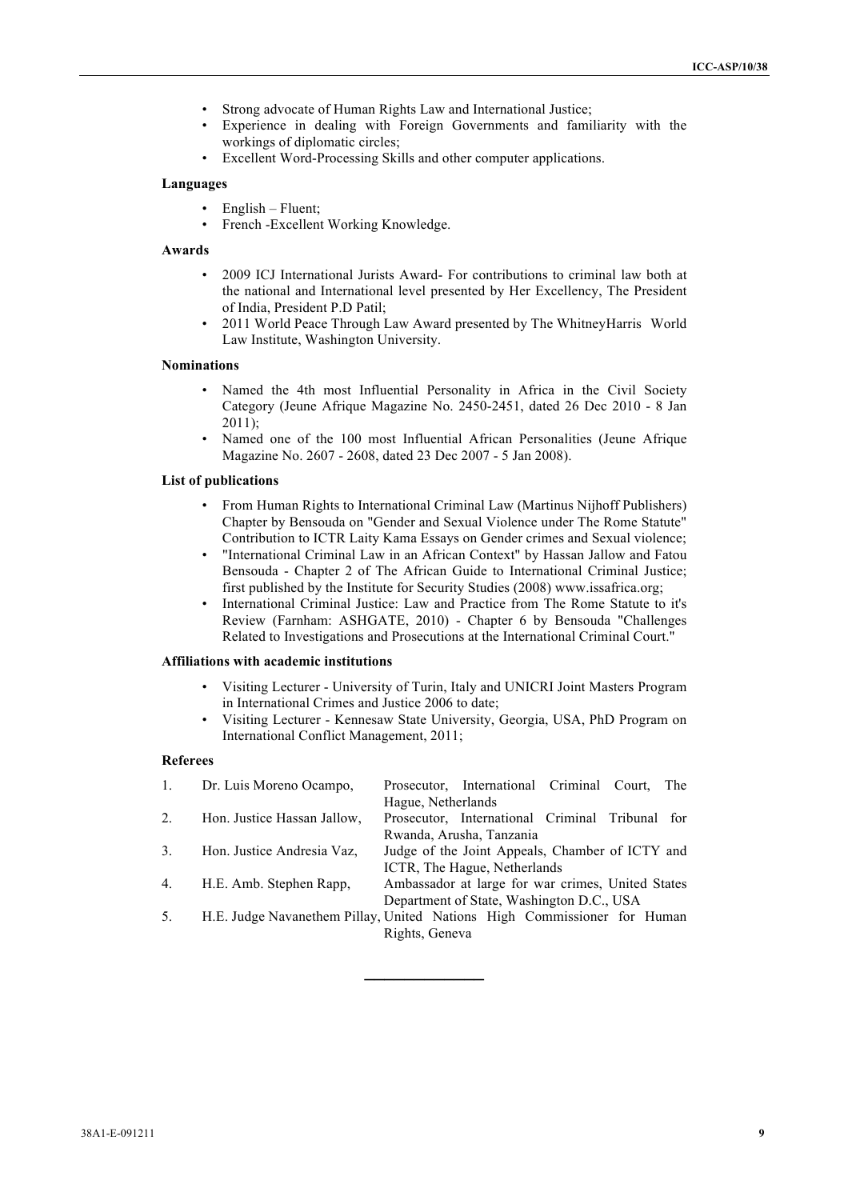- Strong advocate of Human Rights Law and International Justice;
- Experience in dealing with Foreign Governments and familiarity with the workings of diplomatic circles;
- Excellent Word-Processing Skills and other computer applications.

**Languages**

- English – Fluent;
- French -Excellent Working Knowledge.

**Awards**

- 2009 ICJ International Jurists Award- For contributions to criminal law both at the national and International level presented by Her Excellency, The President of India, President P.D Patil;
- 2011 World Peace Through Law Award presented by The WhitneyHarris World Law Institute, Washington University.

**Nominations**

- Named the 4th most Influential Personality in Africa in the Civil Society Category (Jeune Afrique Magazine No. 2450-2451, dated 26 Dec 2010 - 8 Jan 2011);
- Named one of the 100 most Influential African Personalities (Jeune Afrique Magazine No. 2607 - 2608, dated 23 Dec 2007 - 5 Jan 2008).

**List of publications**

- From Human Rights to International Criminal Law (Martinus Nijhoff Publishers) Chapter by Bensouda on "Gender and Sexual Violence under The Rome Statute" Contribution to ICTR Laity Kama Essays on Gender crimes and Sexual violence;
- "International Criminal Law in an African Context" by Hassan Jallow and Fatou Bensouda - Chapter 2 of The African Guide to International Criminal Justice; first published by the Institute for Security Studies (2008) www.issafrica.org;
- International Criminal Justice: Law and Practice from The Rome Statute to it's Review (Farnham: ASHGATE, 2010) - Chapter 6 by Bensouda "Challenges Related to Investigations and Prosecutions at the International Criminal Court."

**Affiliations with academic institutions**

- Visiting Lecturer - University of Turin, Italy and UNICRI Joint Masters Program in International Crimes and Justice 2006 to date;
- Visiting Lecturer - Kennesaw State University, Georgia, USA, PhD Program on International Conflict Management, 2011;

**Referees**

| | | |
|---|---|---|
| 1. | Dr. Luis Moreno Ocampo, | Prosecutor, International Criminal Court, The Hague, Netherlands |
| 2. | Hon. Justice Hassan Jallow, | Prosecutor, International Criminal Tribunal for Rwanda, Arusha, Tanzania |
| 3. | Hon. Justice Andresia Vaz, | Judge of the Joint Appeals, Chamber of ICTY and ICTR, The Hague, Netherlands |
| 4. | H.E. Amb. Stephen Rapp, | Ambassador at large for war crimes, United States Department of State, Washington D.C., USA |
| 5. | H.E. Judge Navanethem Pillay, | United Nations High Commissioner for Human Rights, Geneva |

---